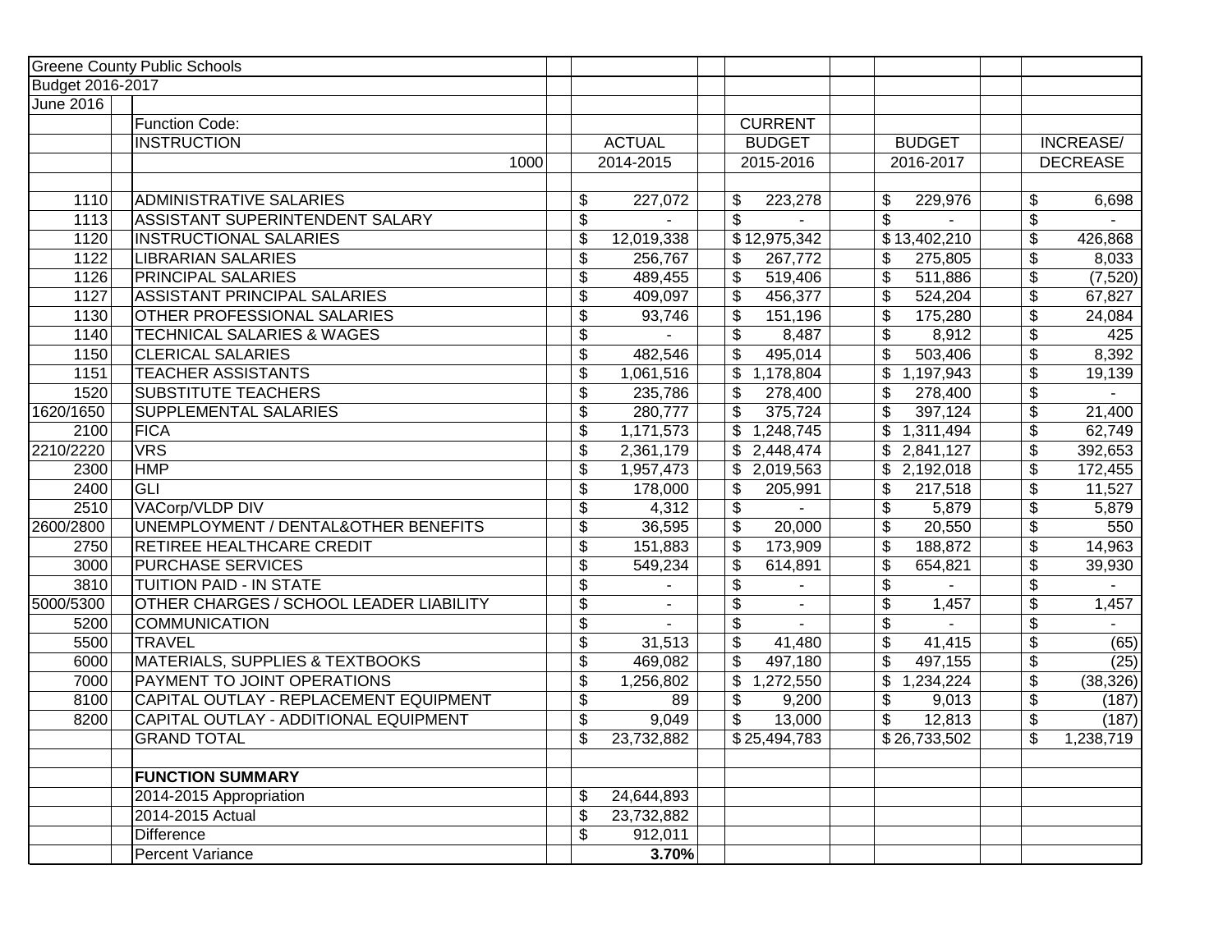Greene County Public Schools
Budget 2016-2017
June 2016

| | Function Code: | | | | |
|---|---|---|---|---|---|
| | INSTRUCTION | ACTUAL | CURRENT BUDGET | BUDGET | INCREASE/ |
| | 1000 | 2014-2015 | 2015-2016 | 2016-2017 | DECREASE |
| 1110 | ADMINISTRATIVE SALARIES | $ 227,072 | $ 223,278 | $ 229,976 | $ 6,698 |
| 1113 | ASSISTANT SUPERINTENDENT SALARY | $ - | $ - | $ - | $ - |
| 1120 | INSTRUCTIONAL SALARIES | $ 12,019,338 | $ 12,975,342 | $ 13,402,210 | $ 426,868 |
| 1122 | LIBRARIAN SALARIES | $ 256,767 | $ 267,772 | $ 275,805 | $ 8,033 |
| 1126 | PRINCIPAL SALARIES | $ 489,455 | $ 519,406 | $ 511,886 | $ (7,520) |
| 1127 | ASSISTANT PRINCIPAL SALARIES | $ 409,097 | $ 456,377 | $ 524,204 | $ 67,827 |
| 1130 | OTHER PROFESSIONAL SALARIES | $ 93,746 | $ 151,196 | $ 175,280 | $ 24,084 |
| 1140 | TECHNICAL SALARIES & WAGES | $ - | $ 8,487 | $ 8,912 | $ 425 |
| 1150 | CLERICAL SALARIES | $ 482,546 | $ 495,014 | $ 503,406 | $ 8,392 |
| 1151 | TEACHER ASSISTANTS | $ 1,061,516 | $ 1,178,804 | $ 1,197,943 | $ 19,139 |
| 1520 | SUBSTITUTE TEACHERS | $ 235,786 | $ 278,400 | $ 278,400 | $ - |
| 1620/1650 | SUPPLEMENTAL SALARIES | $ 280,777 | $ 375,724 | $ 397,124 | $ 21,400 |
| 2100 | FICA | $ 1,171,573 | $ 1,248,745 | $ 1,311,494 | $ 62,749 |
| 2210/2220 | VRS | $ 2,361,179 | $ 2,448,474 | $ 2,841,127 | $ 392,653 |
| 2300 | HMP | $ 1,957,473 | $ 2,019,563 | $ 2,192,018 | $ 172,455 |
| 2400 | GLI | $ 178,000 | $ 205,991 | $ 217,518 | $ 11,527 |
| 2510 | VACorp/VLDP DIV | $ 4,312 | $ - | $ 5,879 | $ 5,879 |
| 2600/2800 | UNEMPLOYMENT / DENTAL&OTHER BENEFITS | $ 36,595 | $ 20,000 | $ 20,550 | $ 550 |
| 2750 | RETIREE HEALTHCARE CREDIT | $ 151,883 | $ 173,909 | $ 188,872 | $ 14,963 |
| 3000 | PURCHASE SERVICES | $ 549,234 | $ 614,891 | $ 654,821 | $ 39,930 |
| 3810 | TUITION PAID - IN STATE | $ - | $ - | $ - | $ - |
| 5000/5300 | OTHER CHARGES / SCHOOL LEADER LIABILITY | $ - | $ - | $ 1,457 | $ 1,457 |
| 5200 | COMMUNICATION | $ - | $ - | $ - | $ - |
| 5500 | TRAVEL | $ 31,513 | $ 41,480 | $ 41,415 | $ (65) |
| 6000 | MATERIALS, SUPPLIES & TEXTBOOKS | $ 469,082 | $ 497,180 | $ 497,155 | $ (25) |
| 7000 | PAYMENT TO JOINT OPERATIONS | $ 1,256,802 | $ 1,272,550 | $ 1,234,224 | $ (38,326) |
| 8100 | CAPITAL OUTLAY - REPLACEMENT EQUIPMENT | $ 89 | $ 9,200 | $ 9,013 | $ (187) |
| 8200 | CAPITAL OUTLAY - ADDITIONAL EQUIPMENT | $ 9,049 | $ 13,000 | $ 12,813 | $ (187) |
| | GRAND TOTAL | $ 23,732,882 | $ 25,494,783 | $ 26,733,502 | $ 1,238,719 |
| | | | | | |
| | **FUNCTION SUMMARY** | | | | |
| | 2014-2015 Appropriation | $ 24,644,893 | | | |
| | 2014-2015 Actual | $ 23,732,882 | | | |
| | Difference | $ 912,011 | | | |
| | Percent Variance | **3.70%** | | | |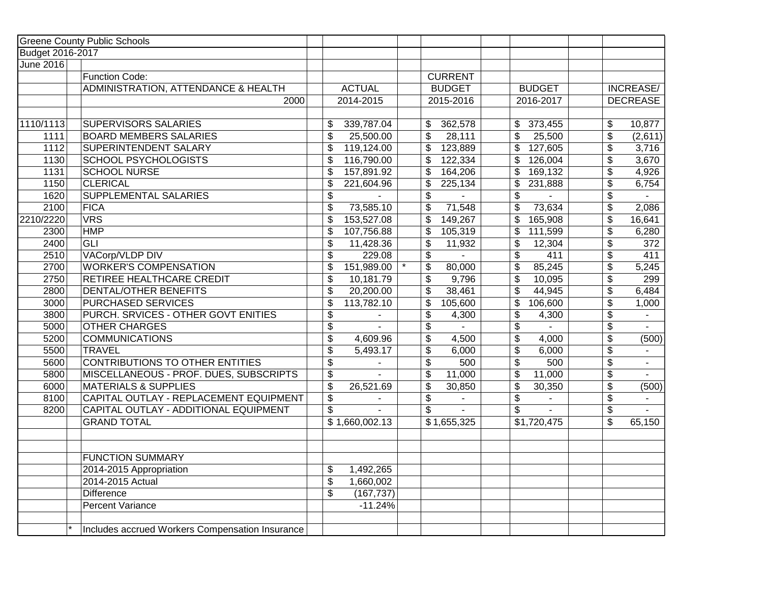| Greene County Public Schools | | | | | | |
|---|---|---|---|---|---|---|
| Budget 2016-2017 | | | | | | |
| June 2016 | | | | | | |
| | Function Code: | | | CURRENT | | |
| | ADMINISTRATION, ATTENDANCE & HEALTH | ACTUAL | | BUDGET | BUDGET | INCREASE/ |
| | 2000 | 2014-2015 | | 2015-2016 | 2016-2017 | DECREASE |
| | | | | | | |
| 1110/1113 | SUPERVISORS SALARIES | $ 339,787.04 | | $ 362,578 | $ 373,455 | $ 10,877 |
| 1111 | BOARD MEMBERS SALARIES | $ 25,500.00 | | $ 28,111 | $ 25,500 | $ (2,611) |
| 1112 | SUPERINTENDENT SALARY | $ 119,124.00 | | $ 123,889 | $ 127,605 | $ 3,716 |
| 1130 | SCHOOL PSYCHOLOGISTS | $ 116,790.00 | | $ 122,334 | $ 126,004 | $ 3,670 |
| 1131 | SCHOOL NURSE | $ 157,891.92 | | $ 164,206 | $ 169,132 | $ 4,926 |
| 1150 | CLERICAL | $ 221,604.96 | | $ 225,134 | $ 231,888 | $ 6,754 |
| 1620 | SUPPLEMENTAL SALARIES | $ - | | $ - | $ - | $ - |
| 2100 | FICA | $ 73,585.10 | | $ 71,548 | $ 73,634 | $ 2,086 |
| 2210/2220 | VRS | $ 153,527.08 | | $ 149,267 | $ 165,908 | $ 16,641 |
| 2300 | HMP | $ 107,756.88 | | $ 105,319 | $ 111,599 | $ 6,280 |
| 2400 | GLI | $ 11,428.36 | | $ 11,932 | $ 12,304 | $ 372 |
| 2510 | VACorp/VLDP DIV | $ 229.08 | | $ - | $ 411 | $ 411 |
| 2700 | WORKER'S COMPENSATION | $ 151,989.00 | * | $ 80,000 | $ 85,245 | $ 5,245 |
| 2750 | RETIREE HEALTHCARE CREDIT | $ 10,181.79 | | $ 9,796 | $ 10,095 | $ 299 |
| 2800 | DENTAL/OTHER BENEFITS | $ 20,200.00 | | $ 38,461 | $ 44,945 | $ 6,484 |
| 3000 | PURCHASED SERVICES | $ 113,782.10 | | $ 105,600 | $ 106,600 | $ 1,000 |
| 3800 | PURCH. SRVICES - OTHER GOVT ENITIES | $ - | | $ 4,300 | $ 4,300 | $ - |
| 5000 | OTHER CHARGES | $ - | | $ - | $ - | $ - |
| 5200 | COMMUNICATIONS | $ 4,609.96 | | $ 4,500 | $ 4,000 | $ (500) |
| 5500 | TRAVEL | $ 5,493.17 | | $ 6,000 | $ 6,000 | $ - |
| 5600 | CONTRIBUTIONS TO OTHER ENTITIES | $ - | | $ 500 | $ 500 | $ - |
| 5800 | MISCELLANEOUS - PROF. DUES, SUBSCRIPTS | $ - | | $ 11,000 | $ 11,000 | $ - |
| 6000 | MATERIALS & SUPPLIES | $ 26,521.69 | | $ 30,850 | $ 30,350 | $ (500) |
| 8100 | CAPITAL OUTLAY - REPLACEMENT EQUIPMENT | $ - | | $ - | $ - | $ - |
| 8200 | CAPITAL OUTLAY - ADDITIONAL EQUIPMENT | $ - | | $ - | $ - | $ - |
| | GRAND TOTAL | $ 1,660,002.13 | | $ 1,655,325 | $1,720,475 | $ 65,150 |
| | | | | | | |
| | | | | | | |
| | FUNCTION SUMMARY | | | | | |
| | 2014-2015 Appropriation | $ 1,492,265 | | | | |
| | 2014-2015 Actual | $ 1,660,002 | | | | |
| | Difference | $ (167,737) | | | | |
| | Percent Variance | -11.24% | | | | |
| | | | | | | |
| * | Includes accrued Workers Compensation Insurance | | | | | |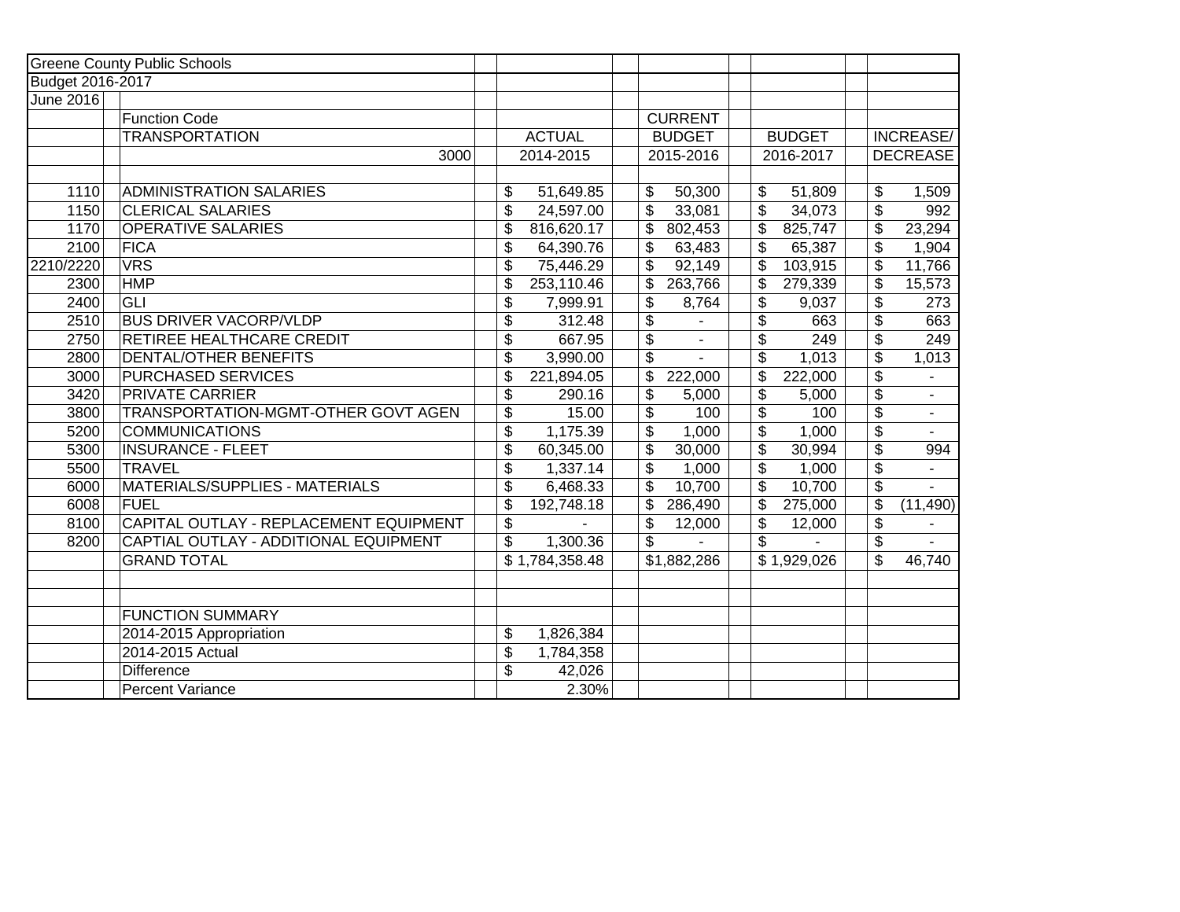| Greene County Public Schools | | | | | |
|---|---|---|---|---|---|
| Budget 2016-2017 | | | | | |
| June 2016 | | | | | |
| | Function Code | | CURRENT | | |
| | TRANSPORTATION | ACTUAL | BUDGET | BUDGET | INCREASE/ |
| | 3000 | 2014-2015 | 2015-2016 | 2016-2017 | DECREASE |
| | | | | | |
| 1110 | ADMINISTRATION SALARIES | $ 51,649.85 | $ 50,300 | $ 51,809 | $ 1,509 |
| 1150 | CLERICAL SALARIES | $ 24,597.00 | $ 33,081 | $ 34,073 | $ 992 |
| 1170 | OPERATIVE SALARIES | $ 816,620.17 | $ 802,453 | $ 825,747 | $ 23,294 |
| 2100 | FICA | $ 64,390.76 | $ 63,483 | $ 65,387 | $ 1,904 |
| 2210/2220 | VRS | $ 75,446.29 | $ 92,149 | $ 103,915 | $ 11,766 |
| 2300 | HMP | $ 253,110.46 | $ 263,766 | $ 279,339 | $ 15,573 |
| 2400 | GLI | $ 7,999.91 | $ 8,764 | $ 9,037 | $ 273 |
| 2510 | BUS DRIVER VACORP/VLDP | $ 312.48 | $ - | $ 663 | $ 663 |
| 2750 | RETIREE HEALTHCARE CREDIT | $ 667.95 | $ - | $ 249 | $ 249 |
| 2800 | DENTAL/OTHER BENEFITS | $ 3,990.00 | $ - | $ 1,013 | $ 1,013 |
| 3000 | PURCHASED SERVICES | $ 221,894.05 | $ 222,000 | $ 222,000 | $ - |
| 3420 | PRIVATE CARRIER | $ 290.16 | $ 5,000 | $ 5,000 | $ - |
| 3800 | TRANSPORTATION-MGMT-OTHER GOVT AGEN | $ 15.00 | $ 100 | $ 100 | $ - |
| 5200 | COMMUNICATIONS | $ 1,175.39 | $ 1,000 | $ 1,000 | $ - |
| 5300 | INSURANCE - FLEET | $ 60,345.00 | $ 30,000 | $ 30,994 | $ 994 |
| 5500 | TRAVEL | $ 1,337.14 | $ 1,000 | $ 1,000 | $ - |
| 6000 | MATERIALS/SUPPLIES - MATERIALS | $ 6,468.33 | $ 10,700 | $ 10,700 | $ - |
| 6008 | FUEL | $ 192,748.18 | $ 286,490 | $ 275,000 | $ (11,490) |
| 8100 | CAPITAL OUTLAY - REPLACEMENT EQUIPMENT | $ - | $ 12,000 | $ 12,000 | $ - |
| 8200 | CAPTIAL OUTLAY - ADDITIONAL EQUIPMENT | $ 1,300.36 | $ - | $ - | $ - |
| | GRAND TOTAL | $ 1,784,358.48 | $1,882,286 | $ 1,929,026 | $ 46,740 |
| | | | | | |
| | | | | | |
| | FUNCTION SUMMARY | | | | |
| | 2014-2015 Appropriation | $ 1,826,384 | | | |
| | 2014-2015 Actual | $ 1,784,358 | | | |
| | Difference | $ 42,026 | | | |
| | Percent Variance | 2.30% | | | |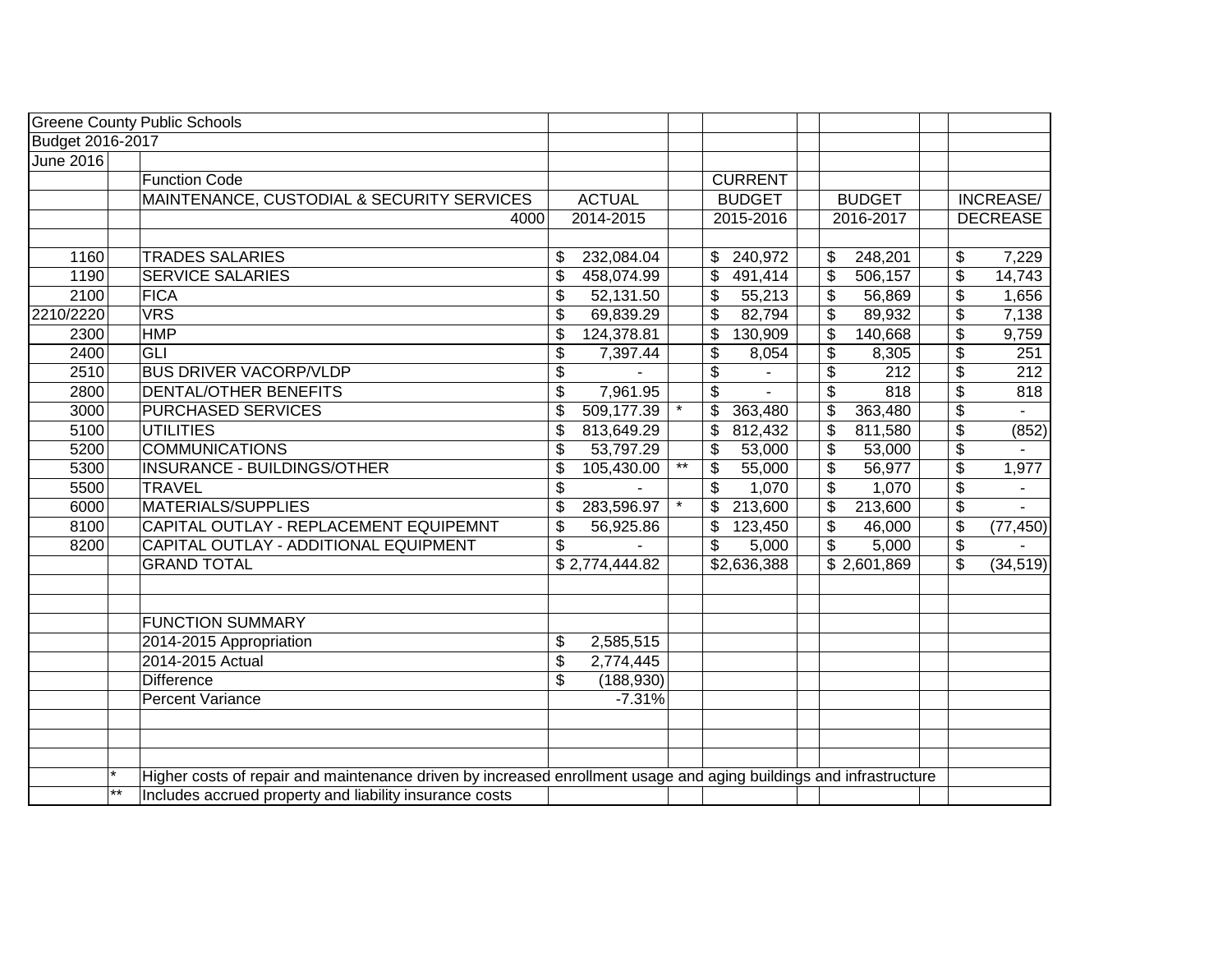Greene County Public Schools

Budget 2016-2017

June 2016

| Code | | Function Code | ACTUAL | | CURRENT BUDGET | BUDGET | INCREASE/ |
|---|---|---|---|---|---|---|---|
| | | MAINTENANCE, CUSTODIAL & SECURITY SERVICES | | | | | |
| | | 4000 | 2014-2015 | | 2015-2016 | 2016-2017 | DECREASE |
| 1160 | | TRADES SALARIES | $ 232,084.04 | | $ 240,972 | $ 248,201 | $ 7,229 |
| 1190 | | SERVICE SALARIES | $ 458,074.99 | | $ 491,414 | $ 506,157 | $ 14,743 |
| 2100 | | FICA | $ 52,131.50 | | $ 55,213 | $ 56,869 | $ 1,656 |
| 2210/2220 | | VRS | $ 69,839.29 | | $ 82,794 | $ 89,932 | $ 7,138 |
| 2300 | | HMP | $ 124,378.81 | | $ 130,909 | $ 140,668 | $ 9,759 |
| 2400 | | GLI | $ 7,397.44 | | $ 8,054 | $ 8,305 | $ 251 |
| 2510 | | BUS DRIVER VACORP/VLDP | $ - | | $ - | $ 212 | $ 212 |
| 2800 | | DENTAL/OTHER BENEFITS | $ 7,961.95 | | $ - | $ 818 | $ 818 |
| 3000 | | PURCHASED SERVICES | $ 509,177.39 | * | $ 363,480 | $ 363,480 | $ - |
| 5100 | | UTILITIES | $ 813,649.29 | | $ 812,432 | $ 811,580 | $ (852) |
| 5200 | | COMMUNICATIONS | $ 53,797.29 | | $ 53,000 | $ 53,000 | $ - |
| 5300 | | INSURANCE - BUILDINGS/OTHER | $ 105,430.00 | ** | $ 55,000 | $ 56,977 | $ 1,977 |
| 5500 | | TRAVEL | $ - | | $ 1,070 | $ 1,070 | $ - |
| 6000 | | MATERIALS/SUPPLIES | $ 283,596.97 | * | $ 213,600 | $ 213,600 | $ - |
| 8100 | | CAPITAL OUTLAY - REPLACEMENT EQUIPEMNT | $ 56,925.86 | | $ 123,450 | $ 46,000 | $ (77,450) |
| 8200 | | CAPITAL OUTLAY - ADDITIONAL EQUIPMENT | $ - | | $ 5,000 | $ 5,000 | $ - |
| | | GRAND TOTAL | $ 2,774,444.82 | | $2,636,388 | $ 2,601,869 | $ (34,519) |

| | FUNCTION SUMMARY | |
|---|---|---|
| | 2014-2015 Appropriation | $ 2,585,515 |
| | 2014-2015 Actual | $ 2,774,445 |
| | Difference | $ (188,930) |
| | Percent Variance | -7.31% |

\* Higher costs of repair and maintenance driven by increased enrollment usage and aging buildings and infrastructure

\** Includes accrued property and liability insurance costs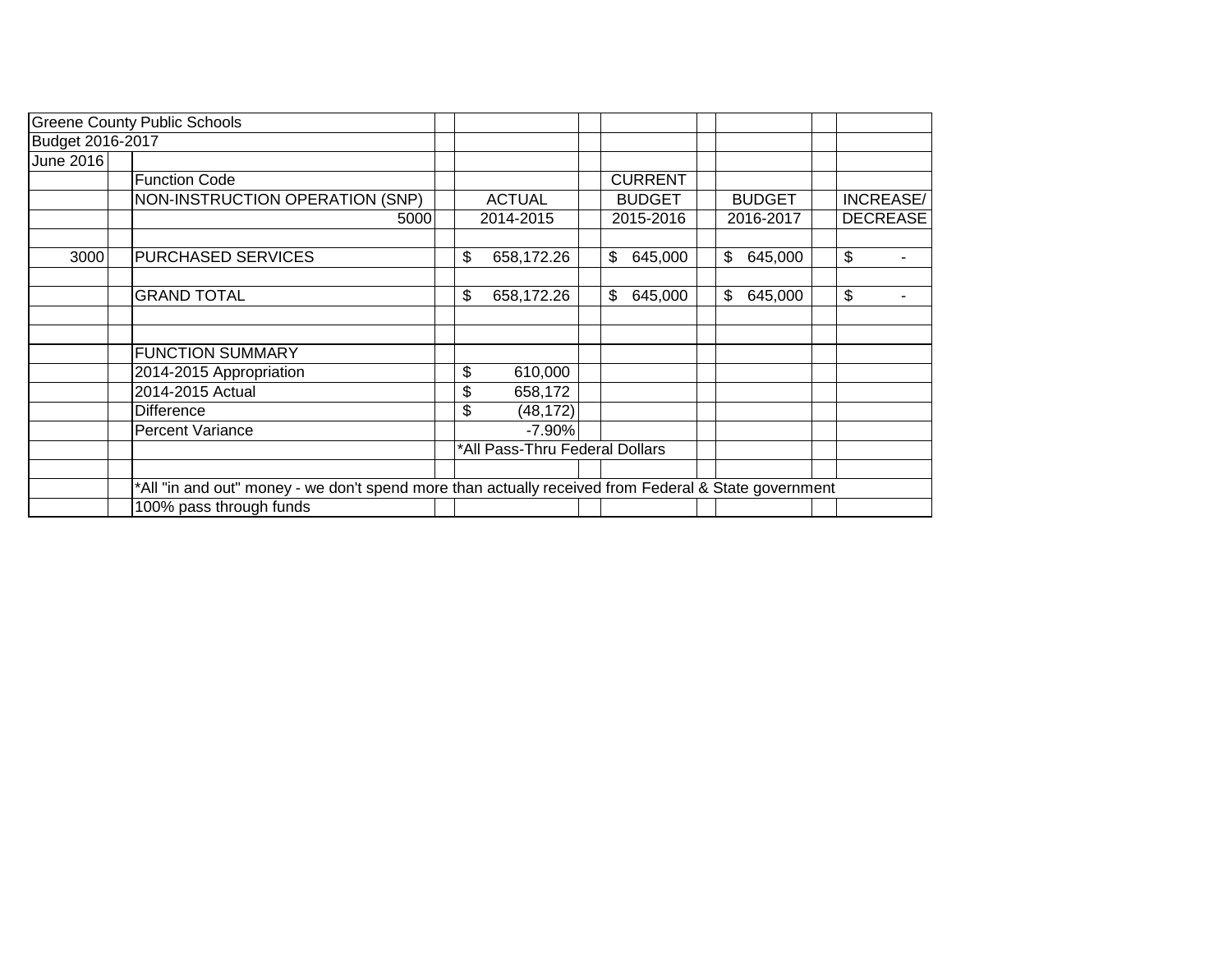Greene County Public Schools
Budget 2016-2017
June 2016

| | Function Code | | CURRENT | | |
|---|---|---|---|---|---|
| | NON-INSTRUCTION OPERATION (SNP) | ACTUAL | BUDGET | BUDGET | INCREASE/ |
| | 5000 | 2014-2015 | 2015-2016 | 2016-2017 | DECREASE |
| | | | | | |
| 3000 | PURCHASED SERVICES | $ 658,172.26 | $ 645,000 | $ 645,000 | $ - |
| | | | | | |
| | GRAND TOTAL | $ 658,172.26 | $ 645,000 | $ 645,000 | $ - |
| | | | | | |
| | FUNCTION SUMMARY | | | | |
| | 2014-2015 Appropriation | $ 610,000 | | | |
| | 2014-2015 Actual | $ 658,172 | | | |
| | Difference | $ (48,172) | | | |
| | Percent Variance | -7.90% | | | |
| | | *All Pass-Thru Federal Dollars | | | |

*All "in and out" money - we don't spend more than actually received from Federal & State government

100% pass through funds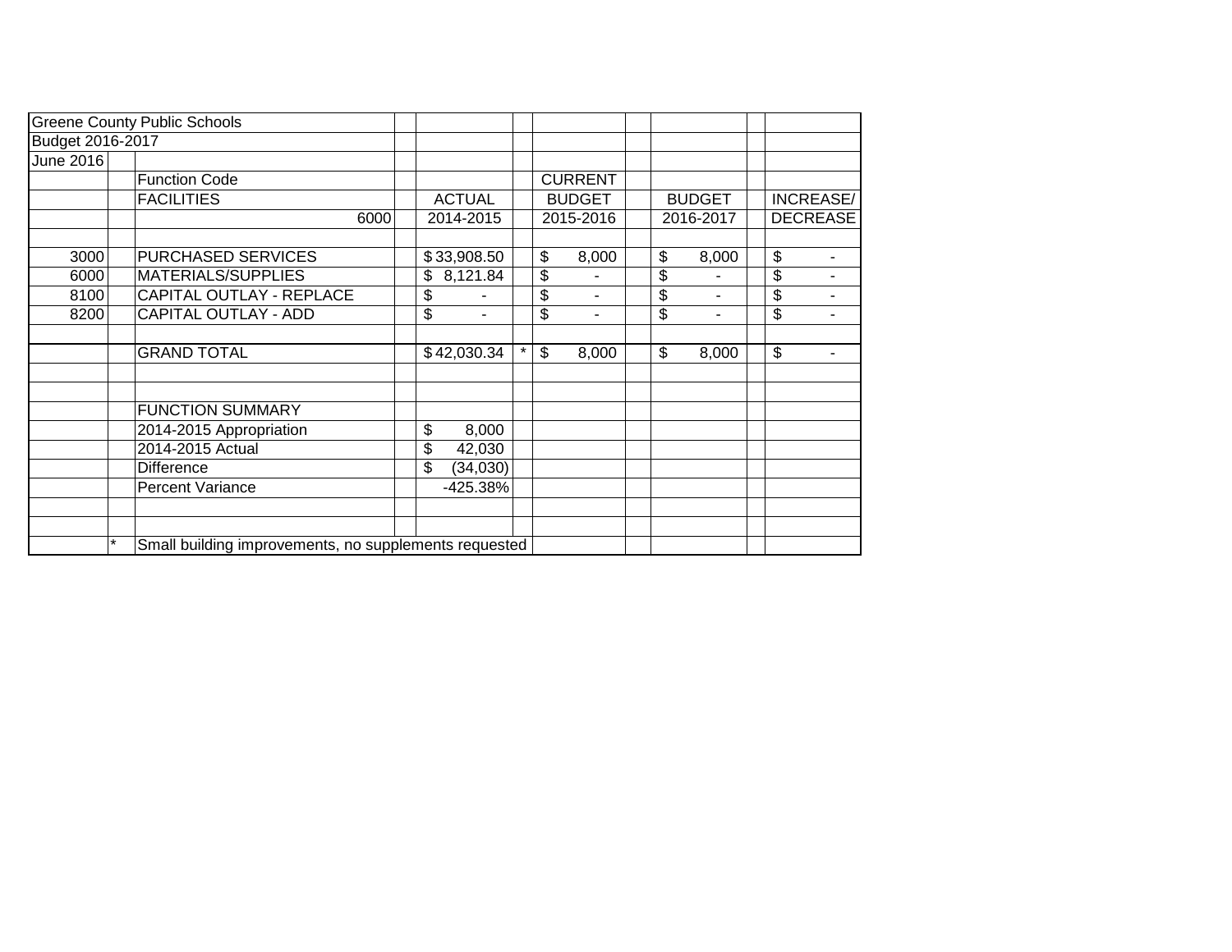| Greene County Public Schools | | | | | | | |
|---|---|---|---|---|---|---|---|
| Budget 2016-2017 | | | | | | | |
| June 2016 | | | | | | | |
| | | Function Code | | CURRENT | | | |
| | | FACILITIES | ACTUAL | | BUDGET | BUDGET | INCREASE/ |
| | | 6000 | 2014-2015 | | 2015-2016 | 2016-2017 | DECREASE |
| | | | | | | | |
| 3000 | | PURCHASED SERVICES | $ 33,908.50 | | $ 8,000 | $ 8,000 | $ - |
| 6000 | | MATERIALS/SUPPLIES | $ 8,121.84 | | $ - | $ - | $ - |
| 8100 | | CAPITAL OUTLAY - REPLACE | $ - | | $ - | $ - | $ - |
| 8200 | | CAPITAL OUTLAY - ADD | $ - | | $ - | $ - | $ - |
| | | | | | | | |
| | | GRAND TOTAL | $ 42,030.34 | * | $ 8,000 | $ 8,000 | $ - |
| | | | | | | | |
| | | | | | | | |
| | | FUNCTION SUMMARY | | | | | |
| | | 2014-2015 Appropriation | $ 8,000 | | | | |
| | | 2014-2015 Actual | $ 42,030 | | | | |
| | | Difference | $ (34,030) | | | | |
| | | Percent Variance | -425.38% | | | | |
| | | | | | | | |
| | | | | | | | |
| | * | Small building improvements, no supplements requested | | | | | |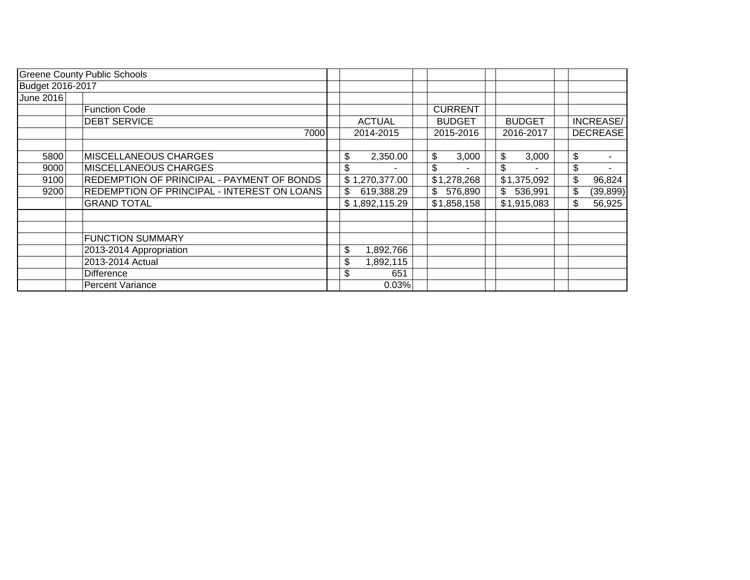Greene County Public Schools

Budget 2016-2017

June 2016

| | Function Code<br>DEBT SERVICE<br>7000 | ACTUAL<br>2014-2015 | CURRENT<br>BUDGET<br>2015-2016 | BUDGET<br>2016-2017 | INCREASE/<br>DECREASE |
|---|---|---|---|---|---|
| 5800 | MISCELLANEOUS CHARGES | $ 2,350.00 | $ 3,000 | $ 3,000 | $ - |
| 9000 | MISCELLANEOUS CHARGES | $ - | $ - | $ - | $ - |
| 9100 | REDEMPTION OF PRINCIPAL - PAYMENT OF BONDS | $ 1,270,377.00 | $1,278,268 | $1,375,092 | $ 96,824 |
| 9200 | REDEMPTION OF PRINCIPAL - INTEREST ON LOANS | $ 619,388.29 | $ 576,890 | $ 536,991 | $ (39,899) |
| | GRAND TOTAL | $ 1,892,115.29 | $1,858,158 | $1,915,083 | $ 56,925 |
| | | | | | |
| | | | | | |
| | FUNCTION SUMMARY | | | | |
| | 2013-2014 Appropriation | $ 1,892,766 | | | |
| | 2013-2014 Actual | $ 1,892,115 | | | |
| | Difference | $ 651 | | | |
| | Percent Variance | 0.03% | | | |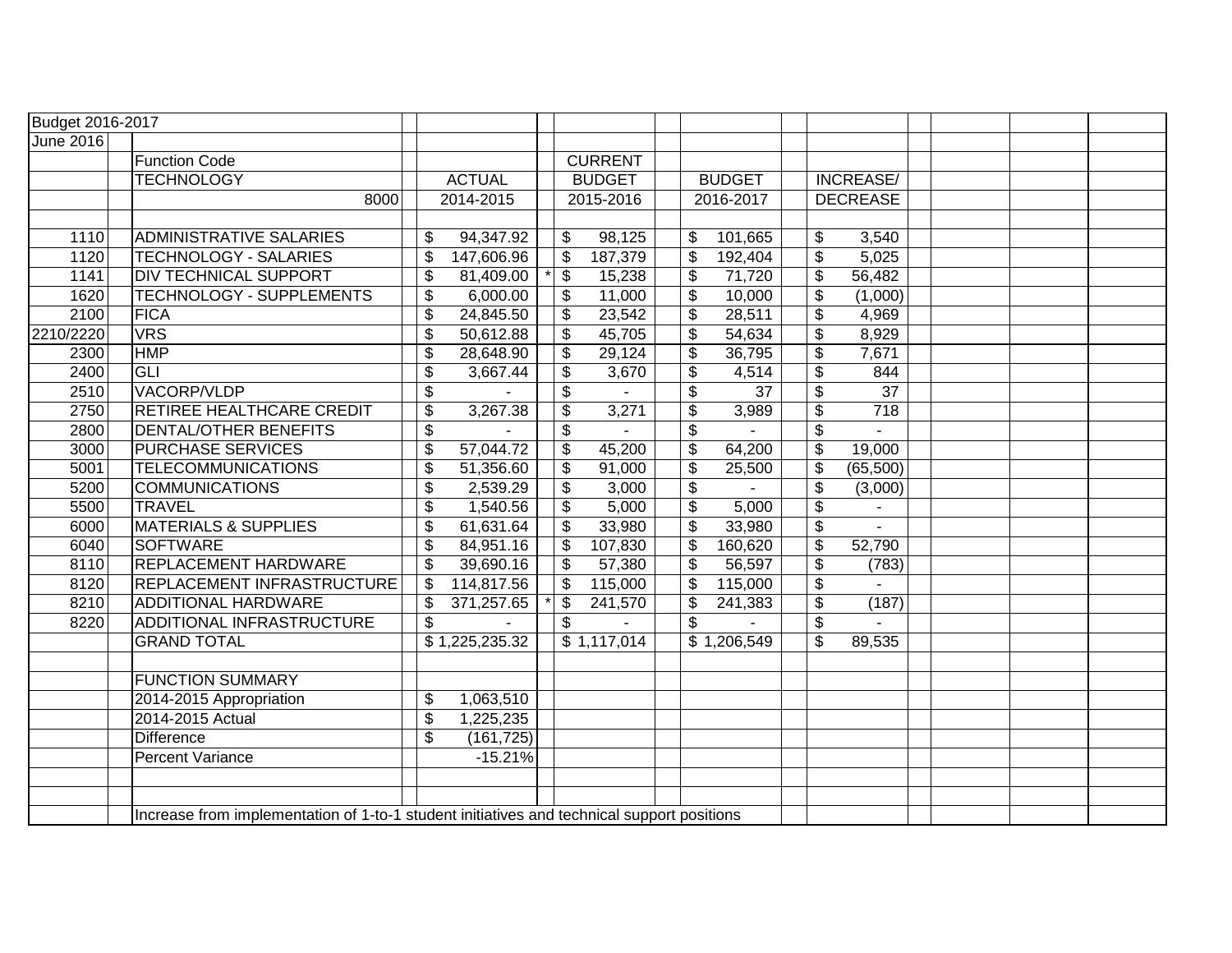| Budget 2016-2017 | | | | | |
|---|---|---|---|---|---|
| June 2016 | | | | | |
| | Function Code | | CURRENT | | |
| | TECHNOLOGY | ACTUAL | BUDGET | BUDGET | INCREASE/ |
| | 8000 | 2014-2015 | 2015-2016 | 2016-2017 | DECREASE |
| | | | | | |
| 1110 | ADMINISTRATIVE SALARIES | $ 94,347.92 | $ 98,125 | $ 101,665 | $ 3,540 |
| 1120 | TECHNOLOGY - SALARIES | $ 147,606.96 | $ 187,379 | $ 192,404 | $ 5,025 |
| 1141 | DIV TECHNICAL SUPPORT | $ 81,409.00 * | $ 15,238 | $ 71,720 | $ 56,482 |
| 1620 | TECHNOLOGY - SUPPLEMENTS | $ 6,000.00 | $ 11,000 | $ 10,000 | $ (1,000) |
| 2100 | FICA | $ 24,845.50 | $ 23,542 | $ 28,511 | $ 4,969 |
| 2210/2220 | VRS | $ 50,612.88 | $ 45,705 | $ 54,634 | $ 8,929 |
| 2300 | HMP | $ 28,648.90 | $ 29,124 | $ 36,795 | $ 7,671 |
| 2400 | GLI | $ 3,667.44 | $ 3,670 | $ 4,514 | $ 844 |
| 2510 | VACORP/VLDP | $ - | $ - | $ 37 | $ 37 |
| 2750 | RETIREE HEALTHCARE CREDIT | $ 3,267.38 | $ 3,271 | $ 3,989 | $ 718 |
| 2800 | DENTAL/OTHER BENEFITS | $ - | $ - | $ - | $ - |
| 3000 | PURCHASE SERVICES | $ 57,044.72 | $ 45,200 | $ 64,200 | $ 19,000 |
| 5001 | TELECOMMUNICATIONS | $ 51,356.60 | $ 91,000 | $ 25,500 | $ (65,500) |
| 5200 | COMMUNICATIONS | $ 2,539.29 | $ 3,000 | $ - | $ (3,000) |
| 5500 | TRAVEL | $ 1,540.56 | $ 5,000 | $ 5,000 | $ - |
| 6000 | MATERIALS & SUPPLIES | $ 61,631.64 | $ 33,980 | $ 33,980 | $ - |
| 6040 | SOFTWARE | $ 84,951.16 | $ 107,830 | $ 160,620 | $ 52,790 |
| 8110 | REPLACEMENT HARDWARE | $ 39,690.16 | $ 57,380 | $ 56,597 | $ (783) |
| 8120 | REPLACEMENT INFRASTRUCTURE | $ 114,817.56 | $ 115,000 | $ 115,000 | $ - |
| 8210 | ADDITIONAL HARDWARE | $ 371,257.65 * | $ 241,570 | $ 241,383 | $ (187) |
| 8220 | ADDITIONAL INFRASTRUCTURE | $ - | $ - | $ - | $ - |
| | GRAND TOTAL | $ 1,225,235.32 | $ 1,117,014 | $ 1,206,549 | $ 89,535 |
| | | | | | |
| | FUNCTION SUMMARY | | | | |
| | 2014-2015 Appropriation | $ 1,063,510 | | | |
| | 2014-2015 Actual | $ 1,225,235 | | | |
| | Difference | $ (161,725) | | | |
| | Percent Variance | -15.21% | | | |
| | | | | | |
| | | | | | |
| | Increase from implementation of 1-to-1 student initiatives and technical support positions | | | | |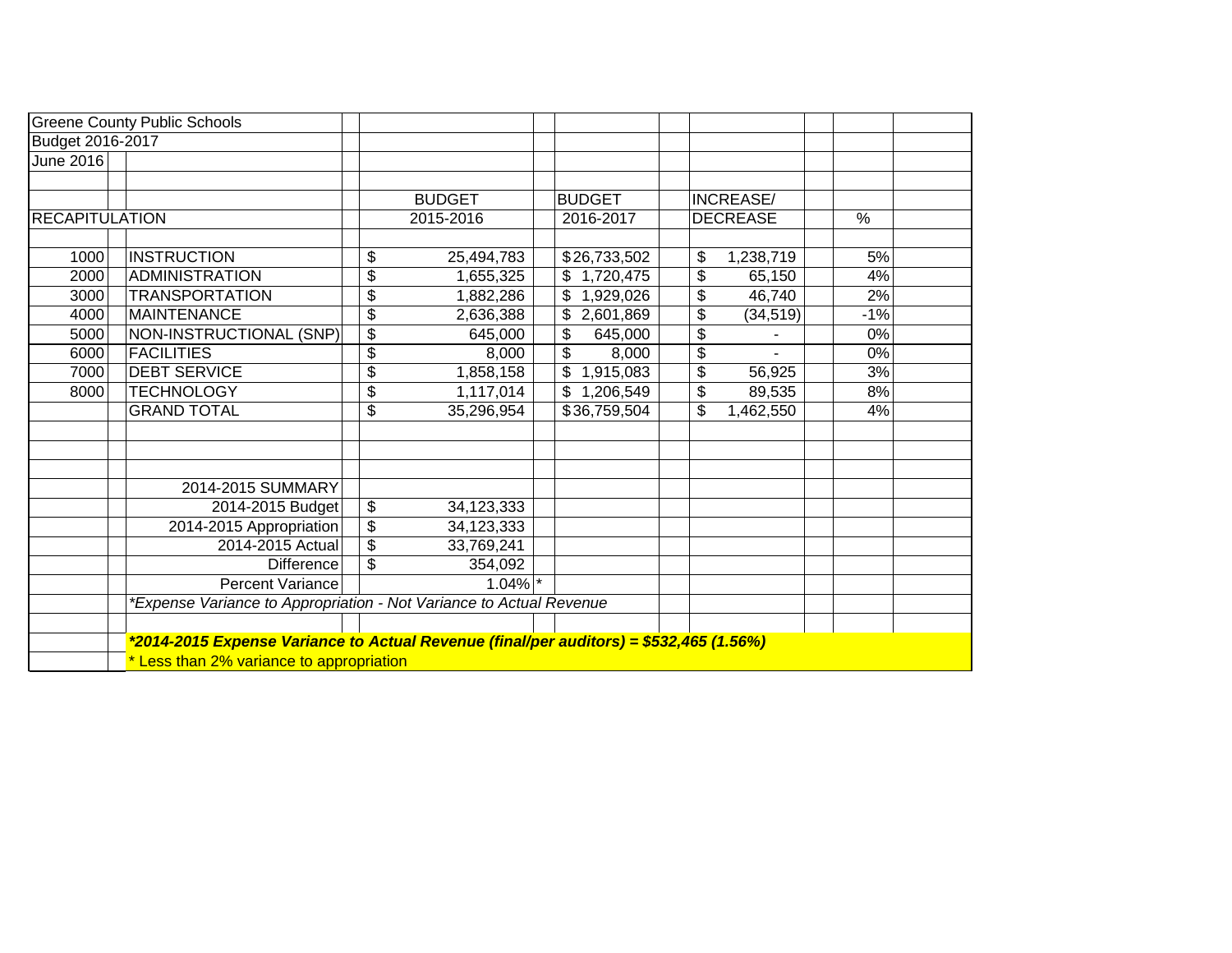Greene County Public Schools
Budget 2016-2017
June 2016

| RECAPITULATION | | BUDGET 2015-2016 | BUDGET 2016-2017 | INCREASE/ DECREASE | % |
|---|---|---|---|---|---|
| 1000 | INSTRUCTION | $ 25,494,783 | $26,733,502 | $ 1,238,719 | 5% |
| 2000 | ADMINISTRATION | $ 1,655,325 | $ 1,720,475 | $ 65,150 | 4% |
| 3000 | TRANSPORTATION | $ 1,882,286 | $ 1,929,026 | $ 46,740 | 2% |
| 4000 | MAINTENANCE | $ 2,636,388 | $ 2,601,869 | $ (34,519) | -1% |
| 5000 | NON-INSTRUCTIONAL (SNP) | $ 645,000 | $ 645,000 | $ - | 0% |
| 6000 | FACILITIES | $ 8,000 | $ 8,000 | $ - | 0% |
| 7000 | DEBT SERVICE | $ 1,858,158 | $ 1,915,083 | $ 56,925 | 3% |
| 8000 | TECHNOLOGY | $ 1,117,014 | $ 1,206,549 | $ 89,535 | 8% |
| | GRAND TOTAL | $ 35,296,954 | $36,759,504 | $ 1,462,550 | 4% |

| 2014-2015 SUMMARY | |
|---|---|
| 2014-2015 Budget | $ 34,123,333 |
| 2014-2015 Appropriation | $ 34,123,333 |
| 2014-2015 Actual | $ 33,769,241 |
| Difference | $ 354,092 |
| Percent Variance | 1.04% * |

*Expense Variance to Appropriation - Not Variance to Actual Revenue*

***2014-2015 Expense Variance to Actual Revenue (final/per auditors) = $532,465 (1.56%)***

* Less than 2% variance to appropriation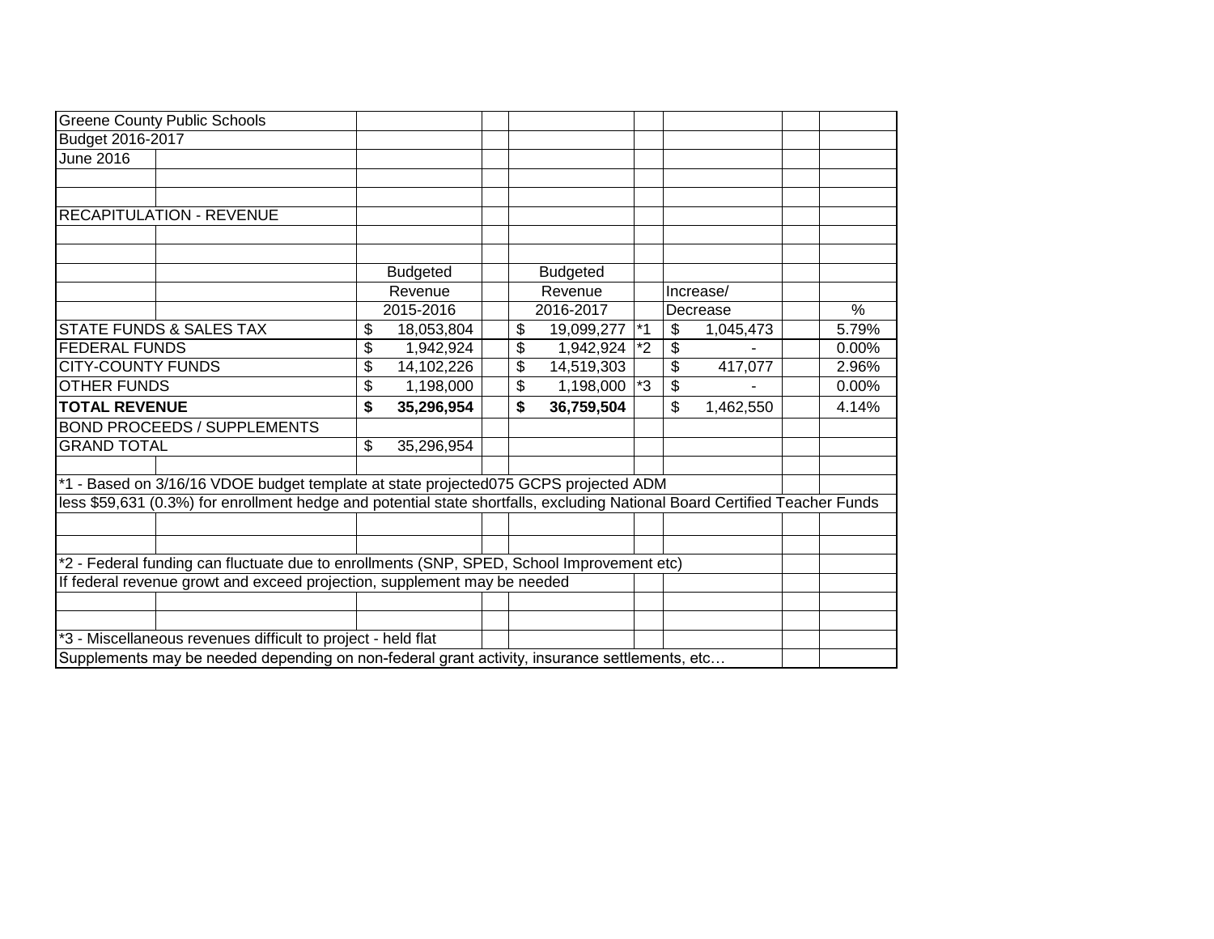Greene County Public Schools
Budget 2016-2017
June 2016

## RECAPITULATION - REVENUE

| | Budgeted Revenue 2015-2016 | Budgeted Revenue 2016-2017 | | Increase/ Decrease | % |
|---|---|---|---|---|---|
| STATE FUNDS & SALES TAX | $ 18,053,804 | $ 19,099,277 | *1 | $ 1,045,473 | 5.79% |
| FEDERAL FUNDS | $ 1,942,924 | $ 1,942,924 | *2 | $ - | 0.00% |
| CITY-COUNTY FUNDS | $ 14,102,226 | $ 14,519,303 | | $ 417,077 | 2.96% |
| OTHER FUNDS | $ 1,198,000 | $ 1,198,000 | *3 | $ - | 0.00% |
| **TOTAL REVENUE** | **$ 35,296,954** | **$ 36,759,504** | | $ 1,462,550 | 4.14% |
| BOND PROCEEDS / SUPPLEMENTS | | | | | |
| GRAND TOTAL | $ 35,296,954 | | | | |

*1 - Based on 3/16/16 VDOE budget template at state projected075 GCPS projected ADM
less $59,631 (0.3%) for enrollment hedge and potential state shortfalls, excluding National Board Certified Teacher Funds

*2 - Federal funding can fluctuate due to enrollments (SNP, SPED, School Improvement etc)
If federal revenue growt and exceed projection, supplement may be needed

*3 - Miscellaneous revenues difficult to project - held flat
Supplements may be needed depending on non-federal grant activity, insurance settlements, etc…